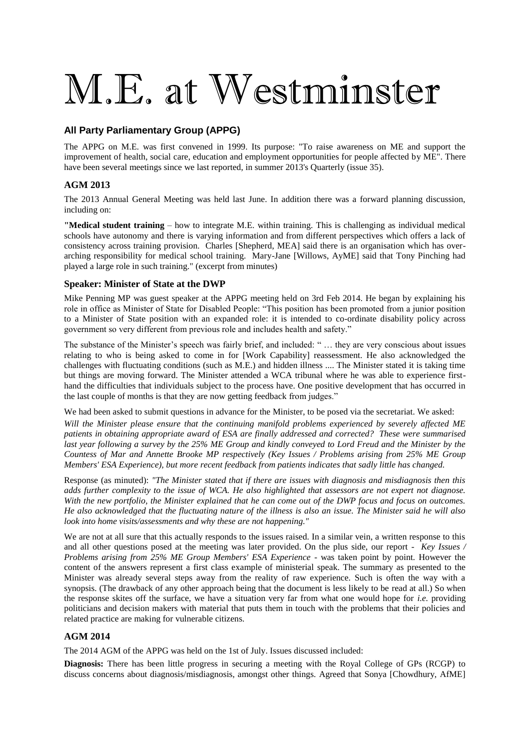# M.E. at Westminster

## All Party Parliamentary Group (APPG)

The APPG on M.E. was first convened in 1999. Its purpose: "To raise awareness on ME and support the improvement of health, social care, education and employment opportunities for people affected by ME". There have been several meetings since we last reported, in summer 2013's Quarterly (issue 35).

## AGM 2013

The 2013 Annual General Meeting was held last June. In addition there was a forward planning discussion, including on:

**"Medical student training** – how to integrate M.E. within training. This is challenging as individual medical schools have autonomy and there is varying information and from different perspectives which offers a lack of consistency across training provision. Charles [Shepherd, MEA] said there is an organisation which has over-arching responsibility for medical school training. Mary-Jane [Willows, AyME] said that Tony Pinching had played a large role in such training." (excerpt from minutes)

### Speaker: Minister of State at the DWP

Mike Penning MP was guest speaker at the APPG meeting held on 3rd Feb 2014. He began by explaining his role in office as Minister of State for Disabled People: "This position has been promoted from a junior position to a Minister of State position with an expanded role: it is intended to co-ordinate disability policy across government so very different from previous role and includes health and safety."

The substance of the Minister's speech was fairly brief, and included: " … they are very conscious about issues relating to who is being asked to come in for [Work Capability] reassessment. He also acknowledged the challenges with fluctuating conditions (such as M.E.) and hidden illness .... The Minister stated it is taking time but things are moving forward. The Minister attended a WCA tribunal where he was able to experience first-hand the difficulties that individuals subject to the process have. One positive development that has occurred in the last couple of months is that they are now getting feedback from judges."

We had been asked to submit questions in advance for the Minister, to be posed via the secretariat. We asked:

*Will the Minister please ensure that the continuing manifold problems experienced by severely affected ME patients in obtaining appropriate award of ESA are finally addressed and corrected? These were summarised last year following a survey by the 25% ME Group and kindly conveyed to Lord Freud and the Minister by the Countess of Mar and Annette Brooke MP respectively (Key Issues / Problems arising from 25% ME Group Members' ESA Experience), but more recent feedback from patients indicates that sadly little has changed.*

Response (as minuted): *"The Minister stated that if there are issues with diagnosis and misdiagnosis then this adds further complexity to the issue of WCA. He also highlighted that assessors are not expert not diagnose. With the new portfolio, the Minister explained that he can come out of the DWP focus and focus on outcomes. He also acknowledged that the fluctuating nature of the illness is also an issue. The Minister said he will also look into home visits/assessments and why these are not happening."*

We are not at all sure that this actually responds to the issues raised. In a similar vein, a written response to this and all other questions posed at the meeting was later provided. On the plus side, our report - *Key Issues / Problems arising from 25% ME Group Members' ESA Experience* - was taken point by point. However the content of the answers represent a first class example of ministerial speak. The summary as presented to the Minister was already several steps away from the reality of raw experience. Such is often the way with a synopsis. (The drawback of any other approach being that the document is less likely to be read at all.) So when the response skites off the surface, we have a situation very far from what one would hope for *i.e.* providing politicians and decision makers with material that puts them in touch with the problems that their policies and related practice are making for vulnerable citizens.

## AGM 2014

The 2014 AGM of the APPG was held on the 1st of July. Issues discussed included:

**Diagnosis:** There has been little progress in securing a meeting with the Royal College of GPs (RCGP) to discuss concerns about diagnosis/misdiagnosis, amongst other things. Agreed that Sonya [Chowdhury, AfME]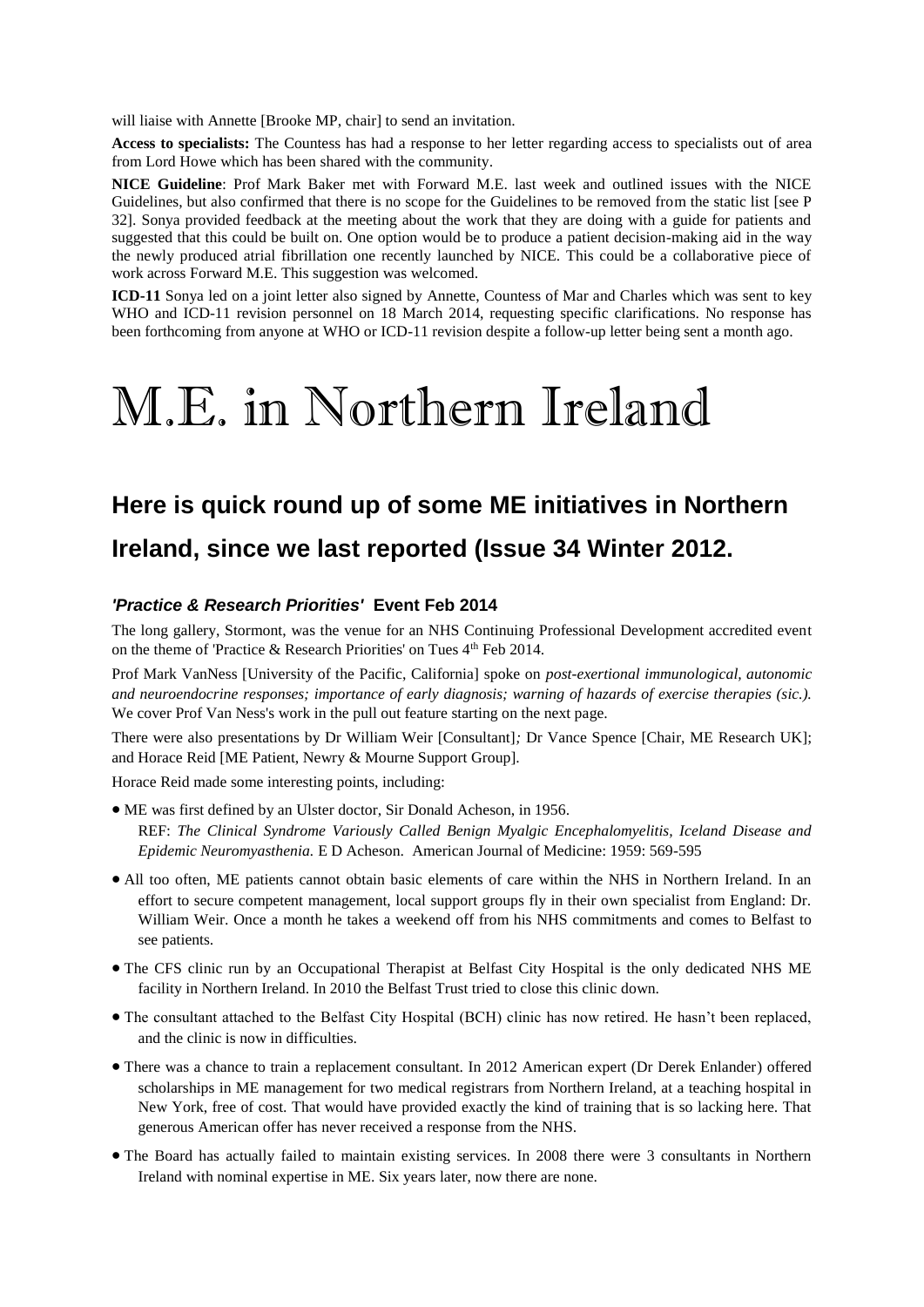will liaise with Annette [Brooke MP, chair] to send an invitation.

**Access to specialists:** The Countess has had a response to her letter regarding access to specialists out of area from Lord Howe which has been shared with the community.

**NICE Guideline**: Prof Mark Baker met with Forward M.E. last week and outlined issues with the NICE Guidelines, but also confirmed that there is no scope for the Guidelines to be removed from the static list [see P 32]. Sonya provided feedback at the meeting about the work that they are doing with a guide for patients and suggested that this could be built on. One option would be to produce a patient decision-making aid in the way the newly produced atrial fibrillation one recently launched by NICE. This could be a collaborative piece of work across Forward M.E. This suggestion was welcomed.

**ICD-11** Sonya led on a joint letter also signed by Annette, Countess of Mar and Charles which was sent to key WHO and ICD-11 revision personnel on 18 March 2014, requesting specific clarifications. No response has been forthcoming from anyone at WHO or ICD-11 revision despite a follow-up letter being sent a month ago.

# M.E. in Northern Ireland

## Here is quick round up of some ME initiatives in Northern Ireland, since we last reported (Issue 34 Winter 2012.

### *'Practice & Research Priorities'* Event Feb 2014

The long gallery, Stormont, was the venue for an NHS Continuing Professional Development accredited event on the theme of 'Practice & Research Priorities' on Tues 4th Feb 2014.

Prof Mark VanNess [University of the Pacific, California] spoke on *post-exertional immunological, autonomic and neuroendocrine responses; importance of early diagnosis; warning of hazards of exercise therapies (sic.).* We cover Prof Van Ness's work in the pull out feature starting on the next page.

There were also presentations by Dr William Weir [Consultant]*;* Dr Vance Spence [Chair, ME Research UK]; and Horace Reid [ME Patient, Newry & Mourne Support Group].

Horace Reid made some interesting points, including:

- ME was first defined by an Ulster doctor, Sir Donald Acheson, in 1956.
  REF: *The Clinical Syndrome Variously Called Benign Myalgic Encephalomyelitis, Iceland Disease and Epidemic Neuromyasthenia.* E D Acheson. American Journal of Medicine: 1959: 569-595
- All too often, ME patients cannot obtain basic elements of care within the NHS in Northern Ireland. In an effort to secure competent management, local support groups fly in their own specialist from England: Dr. William Weir. Once a month he takes a weekend off from his NHS commitments and comes to Belfast to see patients.
- The CFS clinic run by an Occupational Therapist at Belfast City Hospital is the only dedicated NHS ME facility in Northern Ireland. In 2010 the Belfast Trust tried to close this clinic down.
- The consultant attached to the Belfast City Hospital (BCH) clinic has now retired. He hasn't been replaced, and the clinic is now in difficulties.
- There was a chance to train a replacement consultant. In 2012 American expert (Dr Derek Enlander) offered scholarships in ME management for two medical registrars from Northern Ireland, at a teaching hospital in New York, free of cost. That would have provided exactly the kind of training that is so lacking here. That generous American offer has never received a response from the NHS.
- The Board has actually failed to maintain existing services. In 2008 there were 3 consultants in Northern Ireland with nominal expertise in ME. Six years later, now there are none.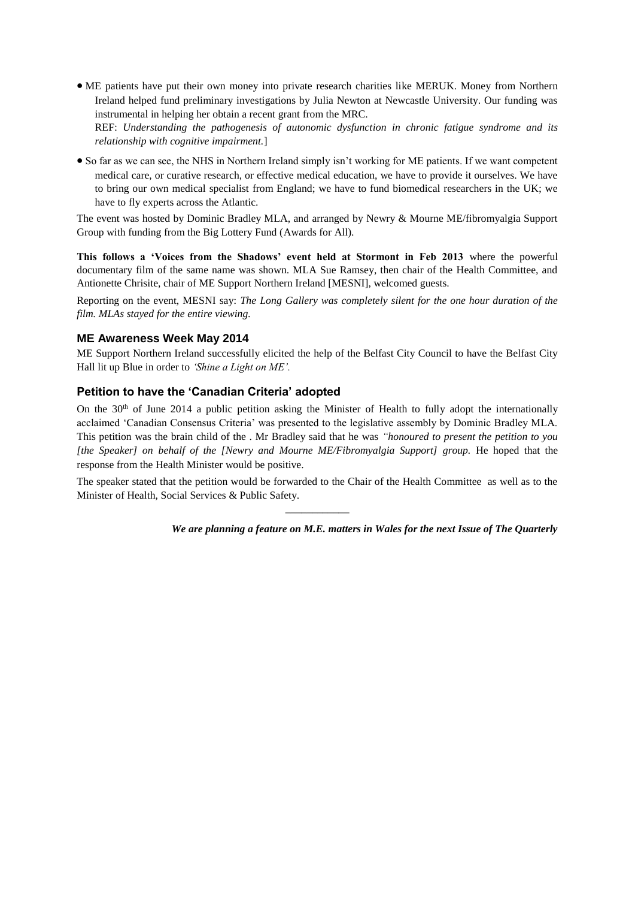- ME patients have put their own money into private research charities like MERUK. Money from Northern Ireland helped fund preliminary investigations by Julia Newton at Newcastle University. Our funding was instrumental in helping her obtain a recent grant from the MRC.
  REF: *Understanding the pathogenesis of autonomic dysfunction in chronic fatigue syndrome and its relationship with cognitive impairment.*]
- So far as we can see, the NHS in Northern Ireland simply isn't working for ME patients. If we want competent medical care, or curative research, or effective medical education, we have to provide it ourselves. We have to bring our own medical specialist from England; we have to fund biomedical researchers in the UK; we have to fly experts across the Atlantic.

The event was hosted by Dominic Bradley MLA, and arranged by Newry & Mourne ME/fibromyalgia Support Group with funding from the Big Lottery Fund (Awards for All).

**This follows a 'Voices from the Shadows' event held at Stormont in Feb 2013** where the powerful documentary film of the same name was shown. MLA Sue Ramsey, then chair of the Health Committee, and Antionette Chrisite, chair of ME Support Northern Ireland [MESNI], welcomed guests.

Reporting on the event, MESNI say: *The Long Gallery was completely silent for the one hour duration of the film. MLAs stayed for the entire viewing.*

### ME Awareness Week May 2014

ME Support Northern Ireland successfully elicited the help of the Belfast City Council to have the Belfast City Hall lit up Blue in order to *'Shine a Light on ME'.*

### Petition to have the 'Canadian Criteria' adopted

On the 30th of June 2014 a public petition asking the Minister of Health to fully adopt the internationally acclaimed 'Canadian Consensus Criteria' was presented to the legislative assembly by Dominic Bradley MLA. This petition was the brain child of the . Mr Bradley said that he was *"honoured to present the petition to you [the Speaker] on behalf of the [Newry and Mourne ME/Fibromyalgia Support] group.* He hoped that the response from the Health Minister would be positive.

The speaker stated that the petition would be forwarded to the Chair of the Health Committee as well as to the Minister of Health, Social Services & Public Safety.

---

***We are planning a feature on M.E. matters in Wales for the next Issue of The Quarterly***